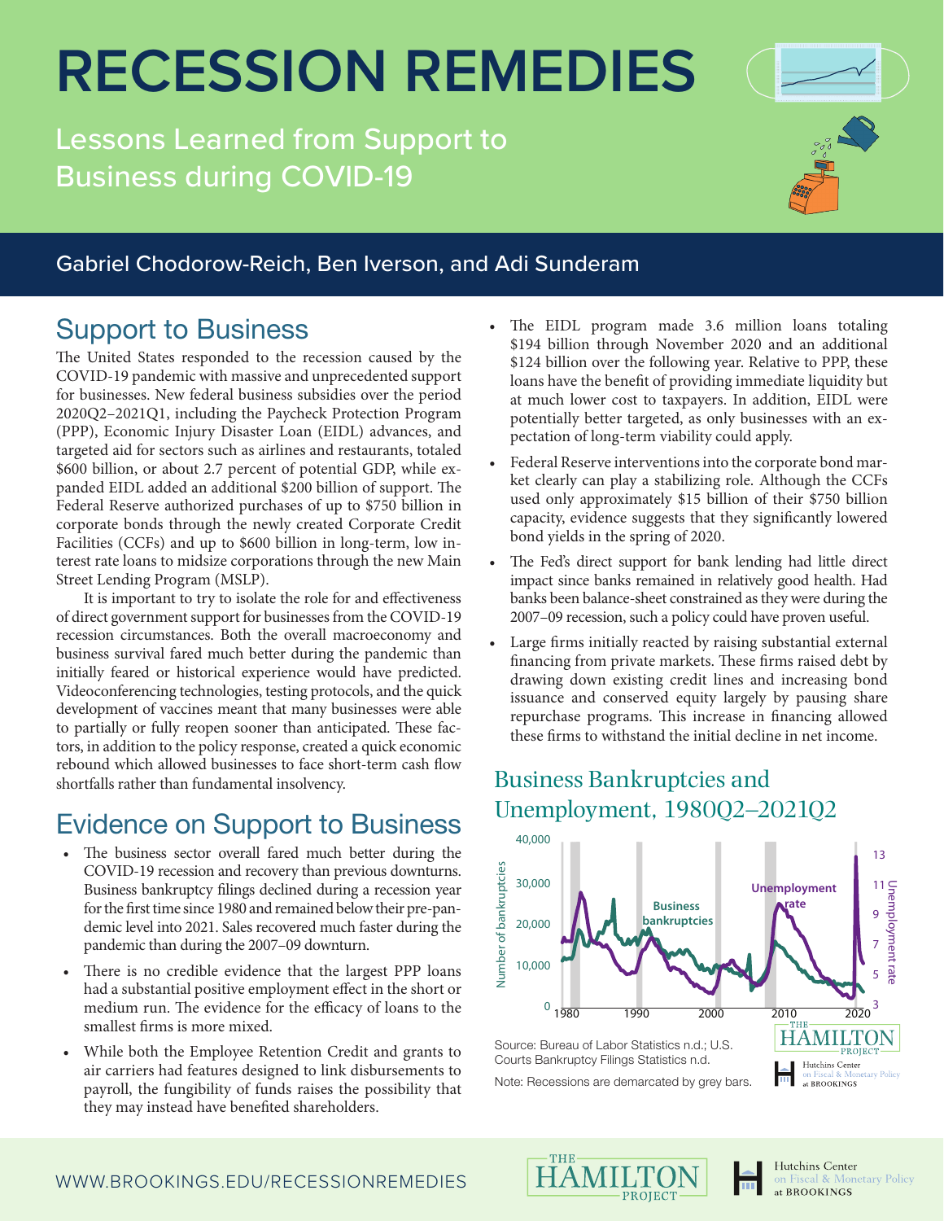# RECESSION REMEDIES

Lessons Learned from Support to Business during COVID-19

Gabriel Chodorow-Reich, Ben Iverson, and Adi Sunderam

## Support to Business

The United States responded to the recession caused by the COVID-19 pandemic with massive and unprecedented support for businesses. New federal business subsidies over the period 2020Q2–2021Q1, including the Paycheck Protection Program (PPP), Economic Injury Disaster Loan (EIDL) advances, and targeted aid for sectors such as airlines and restaurants, totaled \$600 billion, or about 2.7 percent of potential GDP, while expanded EIDL added an additional \$200 billion of support. The Federal Reserve authorized purchases of up to \$750 billion in corporate bonds through the newly created Corporate Credit Facilities (CCFs) and up to \$600 billion in long-term, low interest rate loans to midsize corporations through the new Main Street Lending Program (MSLP).

It is important to try to isolate the role for and effectiveness of direct government support for businesses from the COVID-19 recession circumstances. Both the overall macroeconomy and business survival fared much better during the pandemic than initially feared or historical experience would have predicted. Videoconferencing technologies, testing protocols, and the quick development of vaccines meant that many businesses were able to partially or fully reopen sooner than anticipated. These factors, in addition to the policy response, created a quick economic rebound which allowed businesses to face short-term cash flow shortfalls rather than fundamental insolvency.

## Evidence on Support to Business

- The business sector overall fared much better during the COVID-19 recession and recovery than previous downturns. Business bankruptcy filings declined during a recession year for the first time since 1980 and remained below their pre-pandemic level into 2021. Sales recovered much faster during the pandemic than during the 2007–09 downturn.
- There is no credible evidence that the largest PPP loans had a substantial positive employment effect in the short or medium run. The evidence for the efficacy of loans to the smallest firms is more mixed.
- While both the Employee Retention Credit and grants to air carriers had features designed to link disbursements to payroll, the fungibility of funds raises the possibility that they may instead have benefited shareholders.
- The EIDL program made 3.6 million loans totaling \$194 billion through November 2020 and an additional \$124 billion over the following year. Relative to PPP, these loans have the benefit of providing immediate liquidity but at much lower cost to taxpayers. In addition, EIDL were potentially better targeted, as only businesses with an expectation of long-term viability could apply.
- Federal Reserve interventions into the corporate bond market clearly can play a stabilizing role. Although the CCFs used only approximately \$15 billion of their \$750 billion capacity, evidence suggests that they significantly lowered bond yields in the spring of 2020.
- The Fed's direct support for bank lending had little direct impact since banks remained in relatively good health. Had banks been balance-sheet constrained as they were during the 2007–09 recession, such a policy could have proven useful.
- Large firms initially reacted by raising substantial external financing from private markets. These firms raised debt by drawing down existing credit lines and increasing bond issuance and conserved equity largely by pausing share repurchase programs. This increase in financing allowed these firms to withstand the initial decline in net income.

### Business Bankruptcies and Unemployment, 1980Q2–2021Q2

Source: Bureau of Labor Statistics n.d.; U.S. Courts Bankruptcy Filings Statistics n.d.

Note: Recessions are demarcated by grey bars.

WWW.BROOKINGS.EDU/RECESSIONREMEDIES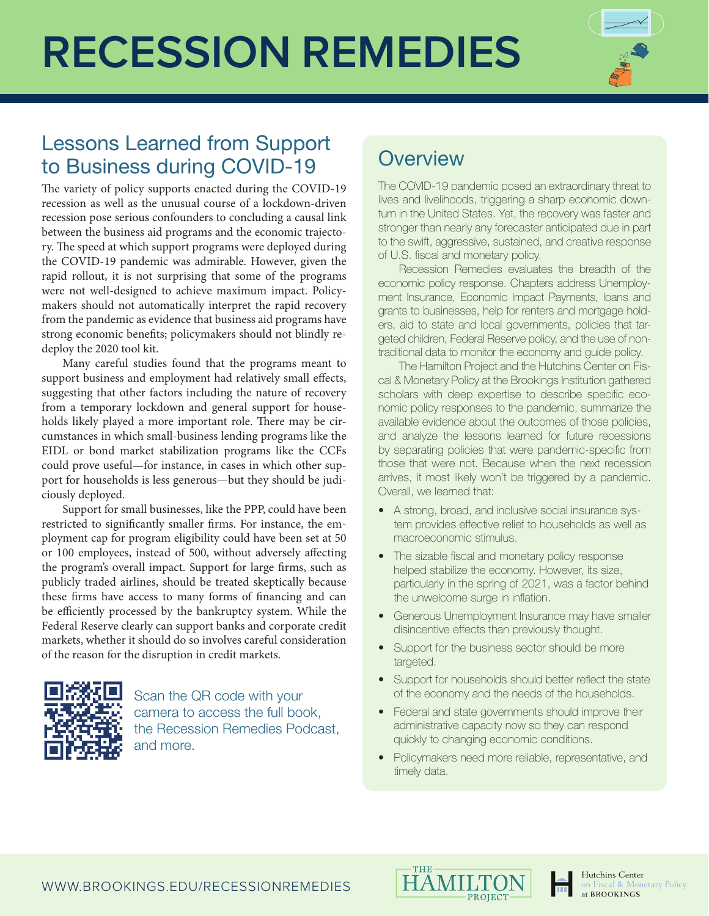# RECESSION REMEDIES

## Lessons Learned from Support to Business during COVID-19

The variety of policy supports enacted during the COVID-19 recession as well as the unusual course of a lockdown-driven recession pose serious confounders to concluding a causal link between the business aid programs and the economic trajectory. The speed at which support programs were deployed during the COVID-19 pandemic was admirable. However, given the rapid rollout, it is not surprising that some of the programs were not well-designed to achieve maximum impact. Policymakers should not automatically interpret the rapid recovery from the pandemic as evidence that business aid programs have strong economic benefits; policymakers should not blindly redeploy the 2020 tool kit.

Many careful studies found that the programs meant to support business and employment had relatively small effects, suggesting that other factors including the nature of recovery from a temporary lockdown and general support for households likely played a more important role. There may be circumstances in which small-business lending programs like the EIDL or bond market stabilization programs like the CCFs could prove useful—for instance, in cases in which other support for households is less generous—but they should be judiciously deployed.

Support for small businesses, like the PPP, could have been restricted to significantly smaller firms. For instance, the employment cap for program eligibility could have been set at 50 or 100 employees, instead of 500, without adversely affecting the program's overall impact. Support for large firms, such as publicly traded airlines, should be treated skeptically because these firms have access to many forms of financing and can be efficiently processed by the bankruptcy system. While the Federal Reserve clearly can support banks and corporate credit markets, whether it should do so involves careful consideration of the reason for the disruption in credit markets.

Scan the QR code with your camera to access the full book, the Recession Remedies Podcast, and more.

## Overview

The COVID-19 pandemic posed an extraordinary threat to lives and livelihoods, triggering a sharp economic downturn in the United States. Yet, the recovery was faster and stronger than nearly any forecaster anticipated due in part to the swift, aggressive, sustained, and creative response of U.S. fiscal and monetary policy.

Recession Remedies evaluates the breadth of the economic policy response. Chapters address Unemployment Insurance, Economic Impact Payments, loans and grants to businesses, help for renters and mortgage holders, aid to state and local governments, policies that targeted children, Federal Reserve policy, and the use of nontraditional data to monitor the economy and guide policy.

The Hamilton Project and the Hutchins Center on Fiscal & Monetary Policy at the Brookings Institution gathered scholars with deep expertise to describe specific economic policy responses to the pandemic, summarize the available evidence about the outcomes of those policies, and analyze the lessons learned for future recessions by separating policies that were pandemic-specific from those that were not. Because when the next recession arrives, it most likely won't be triggered by a pandemic. Overall, we learned that:

- A strong, broad, and inclusive social insurance system provides effective relief to households as well as macroeconomic stimulus.
- The sizable fiscal and monetary policy response helped stabilize the economy. However, its size, particularly in the spring of 2021, was a factor behind the unwelcome surge in inflation.
- Generous Unemployment Insurance may have smaller disincentive effects than previously thought.
- Support for the business sector should be more targeted.
- Support for households should better reflect the state of the economy and the needs of the households.
- Federal and state governments should improve their administrative capacity now so they can respond quickly to changing economic conditions.
- Policymakers need more reliable, representative, and timely data.

WWW.BROOKINGS.EDU/RECESSIONREMEDIES

THE HAMILTON PROJECT

Hutchins Center on Fiscal & Monetary Policy at BROOKINGS